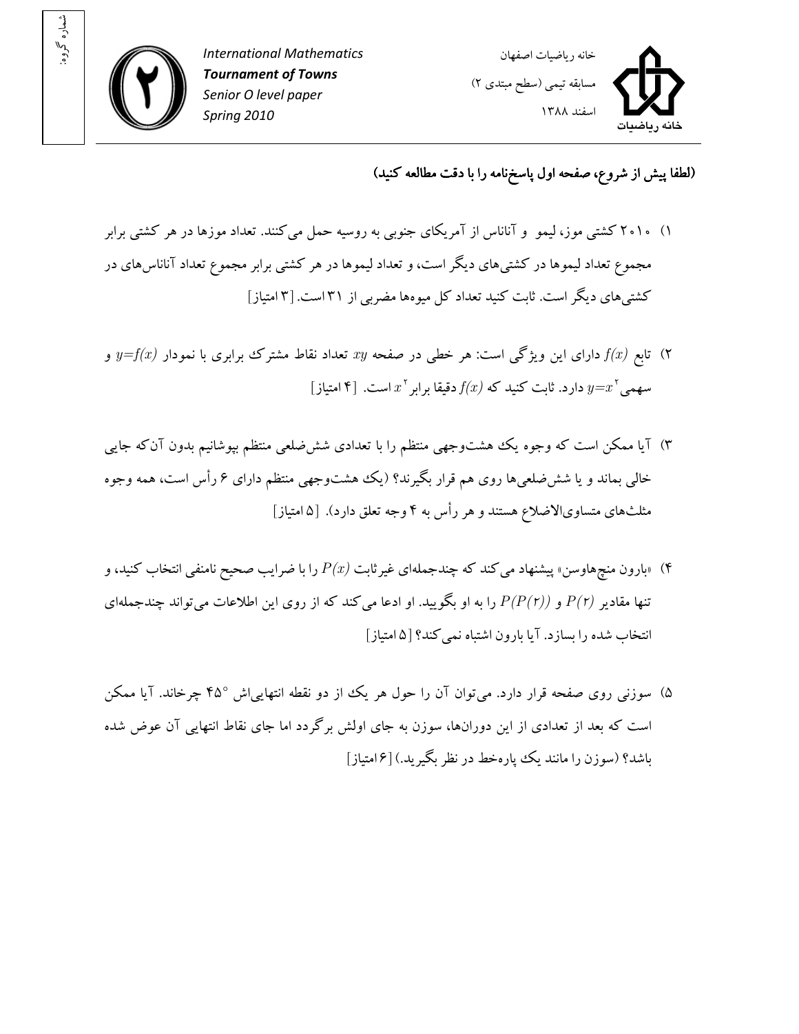International Mathematics
**Tournament of Towns**
*Senior O level paper*
*Spring 2010*

خانه ریاضیات اصفهان

مسابقه تیمی (سطح مبتدی ۲)

اسفند ۱۳۸۸

شماره گروه:

**(لطفا پیش از شروع، صفحه اول پاسخ‌نامه را با دقت مطالعه کنید)**

۱) ۲۰۱۰ کشتی موز، لیمو و آناناس از آمریکای جنوبی به روسیه حمل می‌کنند. تعداد موزها در هر کشتی برابر مجموع تعداد لیموها در کشتی‌های دیگر است، و تعداد لیموها در هر کشتی برابر مجموع تعداد آناناس‌های در کشتی‌های دیگر است. ثابت کنید تعداد کل میوه‌ها مضربی از ۳۱ است. [۳ امتیاز]

۲) تابع $f(x)$ دارای این ویژگی است: هر خطی در صفحه $xy$ تعداد نقاط مشترک برابری با نمودار $y=f(x)$ و سهمی $y=x^2$ دارد. ثابت کنید که $f(x)$ دقیقا برابر $x^2$ است. [۴ امتیاز]

۳) آیا ممکن است که وجوه یک هشت‌وجهی منتظم را با تعدادی شش‌ضلعی منتظم بپوشانیم بدون آن‌که جایی خالی بماند و یا شش‌ضلعی‌ها روی هم قرار بگیرند؟ (یک هشت‌وجهی منتظم دارای ۶ رأس است، همه وجوه مثلث‌های متساوی‌الاضلاع هستند و هر رأس به ۴ وجه تعلق دارد). [۵ امتیاز]

۴) «بارون منچ‌هاوسن» پیشنهاد می‌کند که چندجمله‌ای غیرثابت $P(x)$ را با ضرایب صحیح نامنفی انتخاب کنید، و تنها مقادیر $P(2)$ و $P(P(2))$ را به او بگویید. او ادعا می‌کند که از روی این اطلاعات می‌تواند چندجمله‌ای انتخاب شده را بسازد. آیا بارون اشتباه نمی‌کند؟ [۵ امتیاز]

۵) سوزنی روی صفحه قرار دارد. می‌توان آن را حول هر یک از دو نقطه انتهایی‌اش $45^\circ$ چرخاند. آیا ممکن است که بعد از تعدادی از این دوران‌ها، سوزن به جای اولش برگردد اما جای نقاط انتهایی آن عوض شده باشد؟ (سوزن را مانند یک پاره‌خط در نظر بگیرید.) [۶ امتیاز]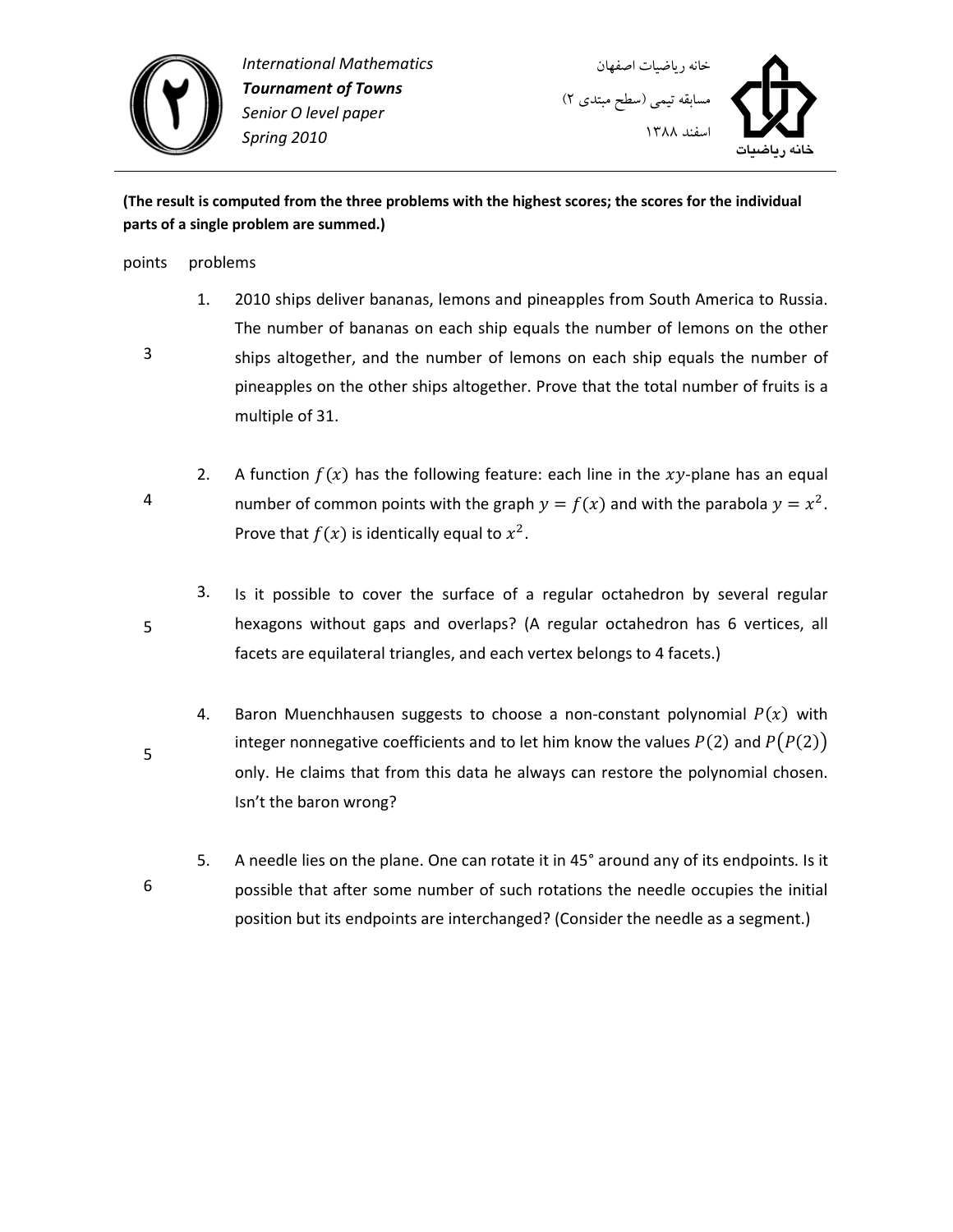International Mathematics
**Tournament of Towns**
Senior O level paper
Spring 2010

خانه ریاضیات اصفهان
مسابقه تیمی (سطح مبتدی ۲)
اسفند ۱۳۸۸

**(The result is computed from the three problems with the highest scores; the scores for the individual parts of a single problem are summed.)**

| points | problems |
|---|---|
| 3 | 1. 2010 ships deliver bananas, lemons and pineapples from South America to Russia. The number of bananas on each ship equals the number of lemons on the other ships altogether, and the number of lemons on each ship equals the number of pineapples on the other ships altogether. Prove that the total number of fruits is a multiple of 31. |
| 4 | 2. A function $f(x)$ has the following feature: each line in the $xy$-plane has an equal number of common points with the graph $y = f(x)$ and with the parabola $y = x^2$. Prove that $f(x)$ is identically equal to $x^2$. |
| 5 | 3. Is it possible to cover the surface of a regular octahedron by several regular hexagons without gaps and overlaps? (A regular octahedron has 6 vertices, all facets are equilateral triangles, and each vertex belongs to 4 facets.) |
| 5 | 4. Baron Muenchhausen suggests to choose a non-constant polynomial $P(x)$ with integer nonnegative coefficients and to let him know the values $P(2)$ and $P(P(2))$ only. He claims that from this data he always can restore the polynomial chosen. Isn't the baron wrong? |
| 6 | 5. A needle lies on the plane. One can rotate it in 45° around any of its endpoints. Is it possible that after some number of such rotations the needle occupies the initial position but its endpoints are interchanged? (Consider the needle as a segment.) |